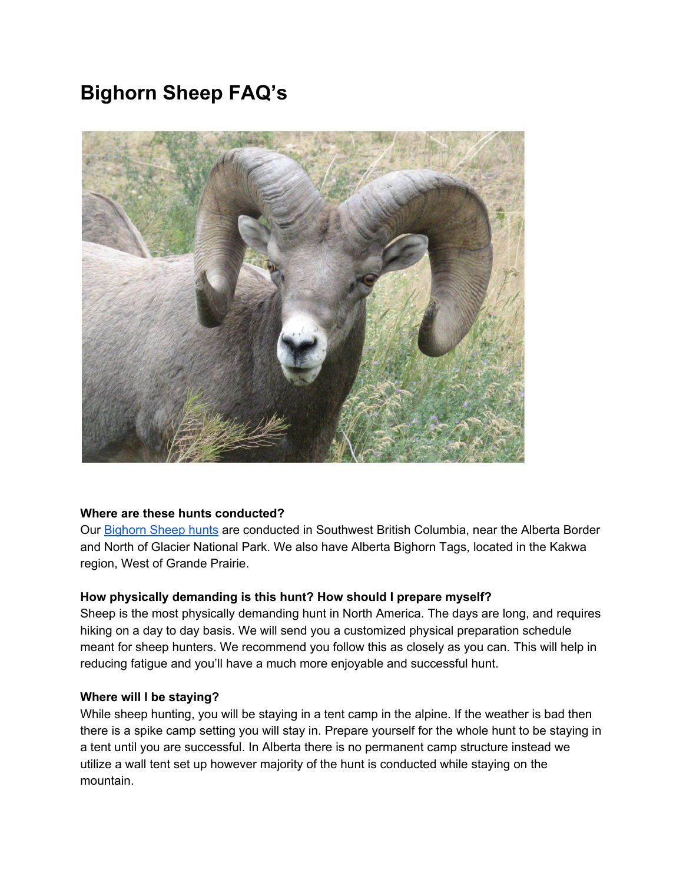# Bighorn Sheep FAQ's

**Where are these hunts conducted?**

Our [Bighorn Sheep hunts](Bighorn Sheep hunts) are conducted in Southwest British Columbia, near the Alberta Border and North of Glacier National Park. We also have Alberta Bighorn Tags, located in the Kakwa region, West of Grande Prairie.

**How physically demanding is this hunt? How should I prepare myself?**

Sheep is the most physically demanding hunt in North America. The days are long, and requires hiking on a day to day basis. We will send you a customized physical preparation schedule meant for sheep hunters. We recommend you follow this as closely as you can. This will help in reducing fatigue and you'll have a much more enjoyable and successful hunt.

**Where will I be staying?**

While sheep hunting, you will be staying in a tent camp in the alpine. If the weather is bad then there is a spike camp setting you will stay in. Prepare yourself for the whole hunt to be staying in a tent until you are successful. In Alberta there is no permanent camp structure instead we utilize a wall tent set up however majority of the hunt is conducted while staying on the mountain.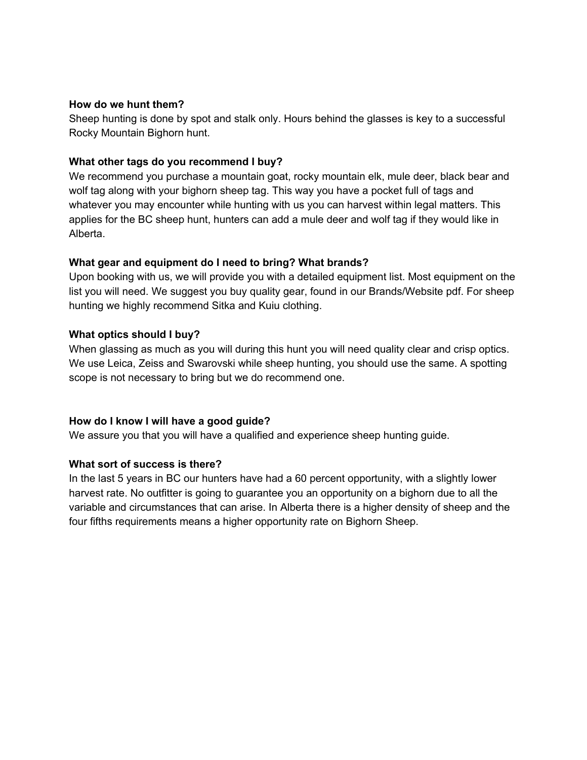**How do we hunt them?**
Sheep hunting is done by spot and stalk only. Hours behind the glasses is key to a successful Rocky Mountain Bighorn hunt.

**What other tags do you recommend I buy?**
We recommend you purchase a mountain goat, rocky mountain elk, mule deer, black bear and wolf tag along with your bighorn sheep tag. This way you have a pocket full of tags and whatever you may encounter while hunting with us you can harvest within legal matters. This applies for the BC sheep hunt, hunters can add a mule deer and wolf tag if they would like in Alberta.

**What gear and equipment do I need to bring? What brands?**
Upon booking with us, we will provide you with a detailed equipment list. Most equipment on the list you will need. We suggest you buy quality gear, found in our Brands/Website pdf. For sheep hunting we highly recommend Sitka and Kuiu clothing.

**What optics should I buy?**
When glassing as much as you will during this hunt you will need quality clear and crisp optics. We use Leica, Zeiss and Swarovski while sheep hunting, you should use the same. A spotting scope is not necessary to bring but we do recommend one.

**How do I know I will have a good guide?**
We assure you that you will have a qualified and experience sheep hunting guide.

**What sort of success is there?**
In the last 5 years in BC our hunters have had a 60 percent opportunity, with a slightly lower harvest rate. No outfitter is going to guarantee you an opportunity on a bighorn due to all the variable and circumstances that can arise. In Alberta there is a higher density of sheep and the four fifths requirements means a higher opportunity rate on Bighorn Sheep.